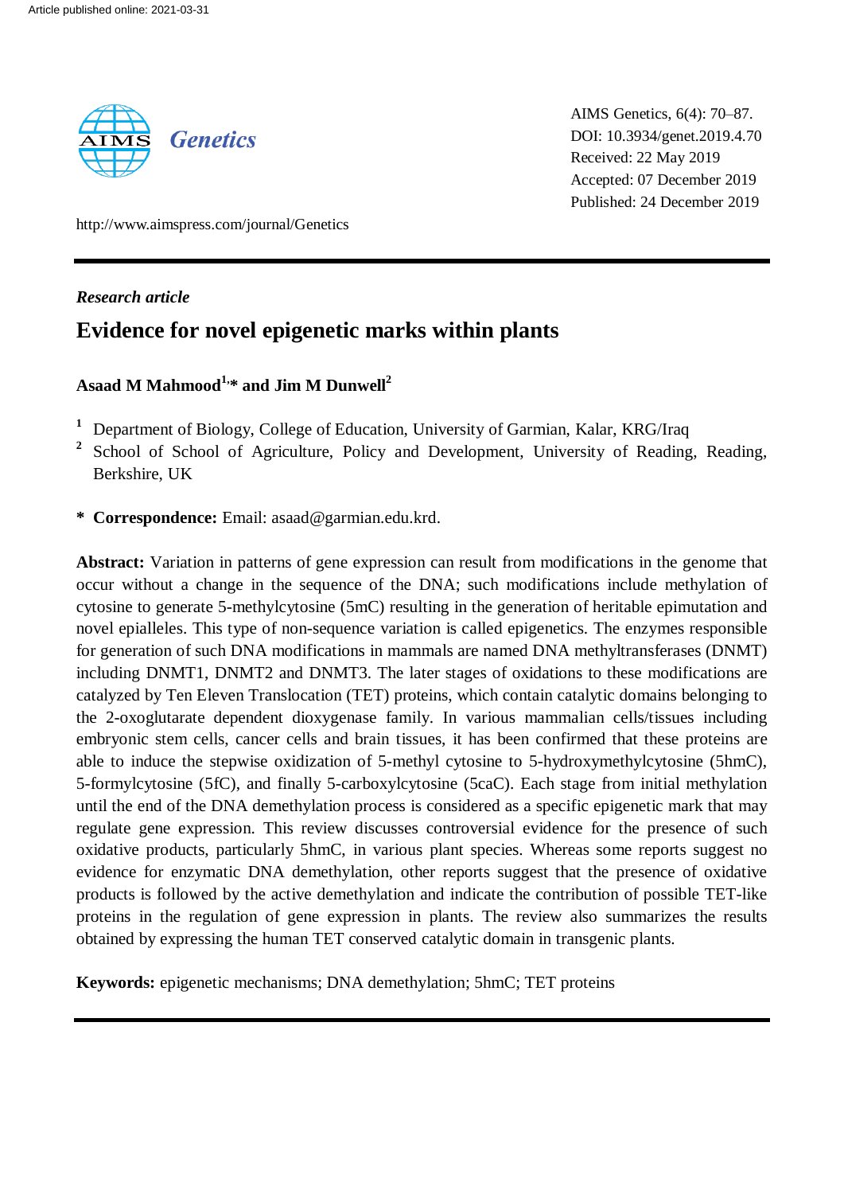Article published online: 2021-03-31

AIMS Genetics, 6(4): 70–87.
DOI: 10.3934/genet.2019.4.70
Received: 22 May 2019
Accepted: 07 December 2019
Published: 24 December 2019

http://www.aimspress.com/journal/Genetics

*Research article*

# Evidence for novel epigenetic marks within plants

**Asaad M Mahmood[1,]* and Jim M Dunwell[2]**

[1] Department of Biology, College of Education, University of Garmian, Kalar, KRG/Iraq
[2] School of School of Agriculture, Policy and Development, University of Reading, Reading, Berkshire, UK

\* **Correspondence:** Email: asaad@garmian.edu.krd.

**Abstract:** Variation in patterns of gene expression can result from modifications in the genome that occur without a change in the sequence of the DNA; such modifications include methylation of cytosine to generate 5-methylcytosine (5mC) resulting in the generation of heritable epimutation and novel epialleles. This type of non-sequence variation is called epigenetics. The enzymes responsible for generation of such DNA modifications in mammals are named DNA methyltransferases (DNMT) including DNMT1, DNMT2 and DNMT3. The later stages of oxidations to these modifications are catalyzed by Ten Eleven Translocation (TET) proteins, which contain catalytic domains belonging to the 2-oxoglutarate dependent dioxygenase family. In various mammalian cells/tissues including embryonic stem cells, cancer cells and brain tissues, it has been confirmed that these proteins are able to induce the stepwise oxidization of 5-methyl cytosine to 5-hydroxymethylcytosine (5hmC), 5-formylcytosine (5fC), and finally 5-carboxylcytosine (5caC). Each stage from initial methylation until the end of the DNA demethylation process is considered as a specific epigenetic mark that may regulate gene expression. This review discusses controversial evidence for the presence of such oxidative products, particularly 5hmC, in various plant species. Whereas some reports suggest no evidence for enzymatic DNA demethylation, other reports suggest that the presence of oxidative products is followed by the active demethylation and indicate the contribution of possible TET-like proteins in the regulation of gene expression in plants. The review also summarizes the results obtained by expressing the human TET conserved catalytic domain in transgenic plants.

**Keywords:** epigenetic mechanisms; DNA demethylation; 5hmC; TET proteins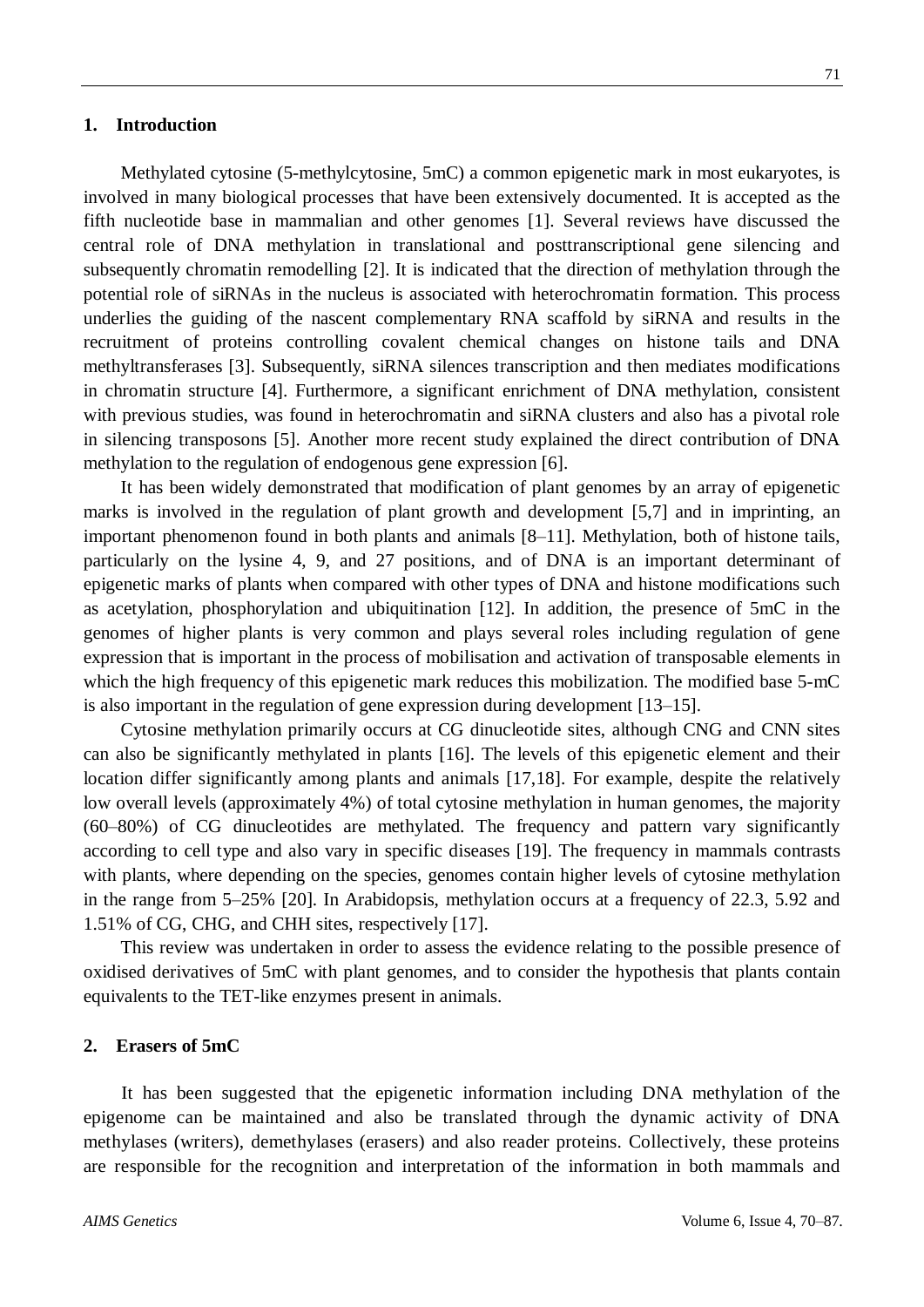## 1. Introduction

Methylated cytosine (5-methylcytosine, 5mC) a common epigenetic mark in most eukaryotes, is involved in many biological processes that have been extensively documented. It is accepted as the fifth nucleotide base in mammalian and other genomes [1]. Several reviews have discussed the central role of DNA methylation in translational and posttranscriptional gene silencing and subsequently chromatin remodelling [2]. It is indicated that the direction of methylation through the potential role of siRNAs in the nucleus is associated with heterochromatin formation. This process underlies the guiding of the nascent complementary RNA scaffold by siRNA and results in the recruitment of proteins controlling covalent chemical changes on histone tails and DNA methyltransferases [3]. Subsequently, siRNA silences transcription and then mediates modifications in chromatin structure [4]. Furthermore, a significant enrichment of DNA methylation, consistent with previous studies, was found in heterochromatin and siRNA clusters and also has a pivotal role in silencing transposons [5]. Another more recent study explained the direct contribution of DNA methylation to the regulation of endogenous gene expression [6].

It has been widely demonstrated that modification of plant genomes by an array of epigenetic marks is involved in the regulation of plant growth and development [5,7] and in imprinting, an important phenomenon found in both plants and animals [8–11]. Methylation, both of histone tails, particularly on the lysine 4, 9, and 27 positions, and of DNA is an important determinant of epigenetic marks of plants when compared with other types of DNA and histone modifications such as acetylation, phosphorylation and ubiquitination [12]. In addition, the presence of 5mC in the genomes of higher plants is very common and plays several roles including regulation of gene expression that is important in the process of mobilisation and activation of transposable elements in which the high frequency of this epigenetic mark reduces this mobilization. The modified base 5-mC is also important in the regulation of gene expression during development [13–15].

Cytosine methylation primarily occurs at CG dinucleotide sites, although CNG and CNN sites can also be significantly methylated in plants [16]. The levels of this epigenetic element and their location differ significantly among plants and animals [17,18]. For example, despite the relatively low overall levels (approximately 4%) of total cytosine methylation in human genomes, the majority (60–80%) of CG dinucleotides are methylated. The frequency and pattern vary significantly according to cell type and also vary in specific diseases [19]. The frequency in mammals contrasts with plants, where depending on the species, genomes contain higher levels of cytosine methylation in the range from 5–25% [20]. In Arabidopsis, methylation occurs at a frequency of 22.3, 5.92 and 1.51% of CG, CHG, and CHH sites, respectively [17].

This review was undertaken in order to assess the evidence relating to the possible presence of oxidised derivatives of 5mC with plant genomes, and to consider the hypothesis that plants contain equivalents to the TET-like enzymes present in animals.

## 2. Erasers of 5mC

It has been suggested that the epigenetic information including DNA methylation of the epigenome can be maintained and also be translated through the dynamic activity of DNA methylases (writers), demethylases (erasers) and also reader proteins. Collectively, these proteins are responsible for the recognition and interpretation of the information in both mammals and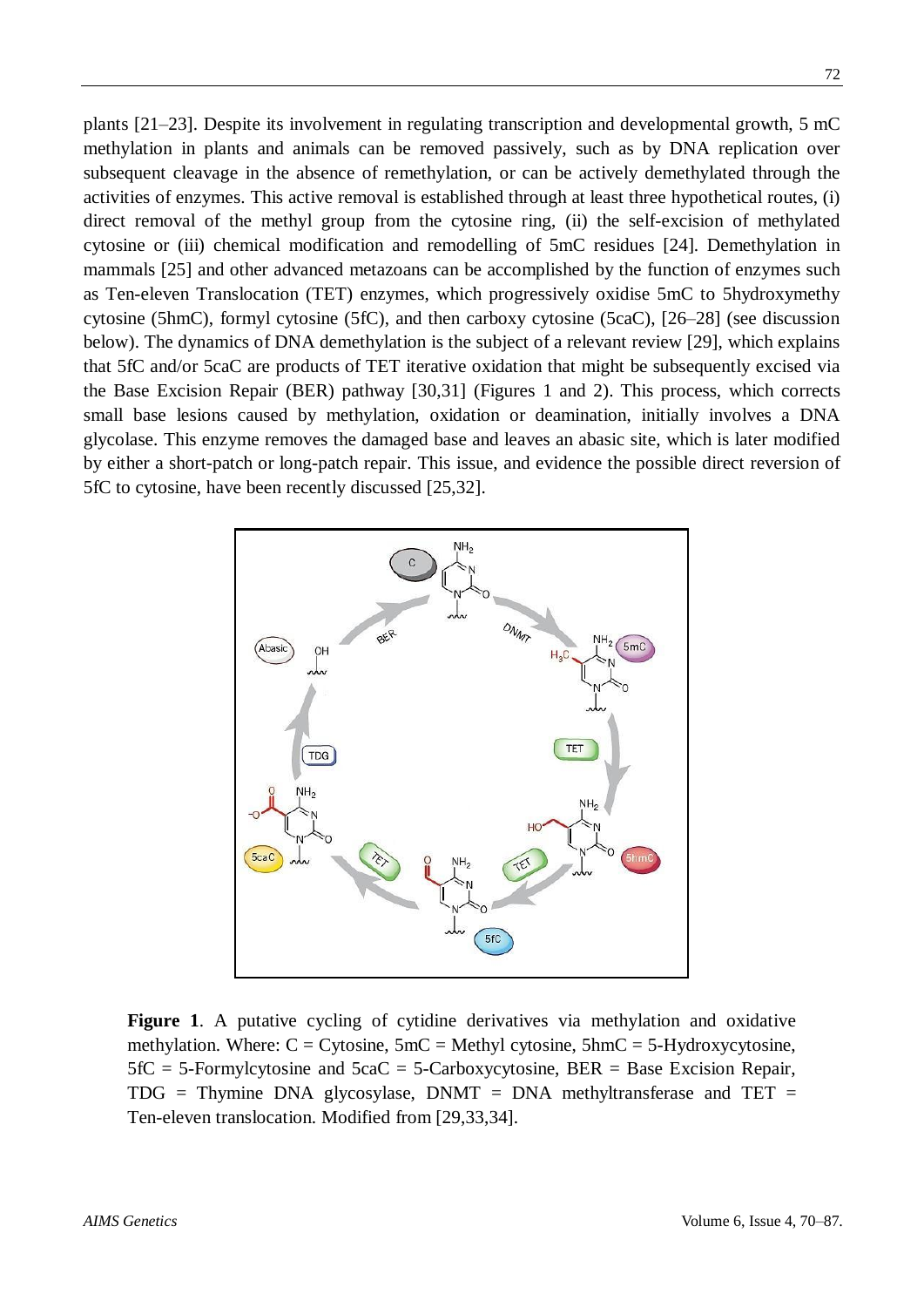plants [21–23]. Despite its involvement in regulating transcription and developmental growth, 5 mC methylation in plants and animals can be removed passively, such as by DNA replication over subsequent cleavage in the absence of remethylation, or can be actively demethylated through the activities of enzymes. This active removal is established through at least three hypothetical routes, (i) direct removal of the methyl group from the cytosine ring, (ii) the self-excision of methylated cytosine or (iii) chemical modification and remodelling of 5mC residues [24]. Demethylation in mammals [25] and other advanced metazoans can be accomplished by the function of enzymes such as Ten-eleven Translocation (TET) enzymes, which progressively oxidise 5mC to 5hydroxymethy cytosine (5hmC), formyl cytosine (5fC), and then carboxy cytosine (5caC), [26–28] (see discussion below). The dynamics of DNA demethylation is the subject of a relevant review [29], which explains that 5fC and/or 5caC are products of TET iterative oxidation that might be subsequently excised via the Base Excision Repair (BER) pathway [30,31] (Figures 1 and 2). This process, which corrects small base lesions caused by methylation, oxidation or deamination, initially involves a DNA glycolase. This enzyme removes the damaged base and leaves an abasic site, which is later modified by either a short-patch or long-patch repair. This issue, and evidence the possible direct reversion of 5fC to cytosine, have been recently discussed [25,32].

**Figure 1**. A putative cycling of cytidine derivatives via methylation and oxidative methylation. Where: C = Cytosine, 5mC = Methyl cytosine, 5hmC = 5-Hydroxycytosine, 5fC = 5-Formylcytosine and 5caC = 5-Carboxycytosine, BER = Base Excision Repair, TDG = Thymine DNA glycosylase, DNMT = DNA methyltransferase and TET = Ten-eleven translocation. Modified from [29,33,34].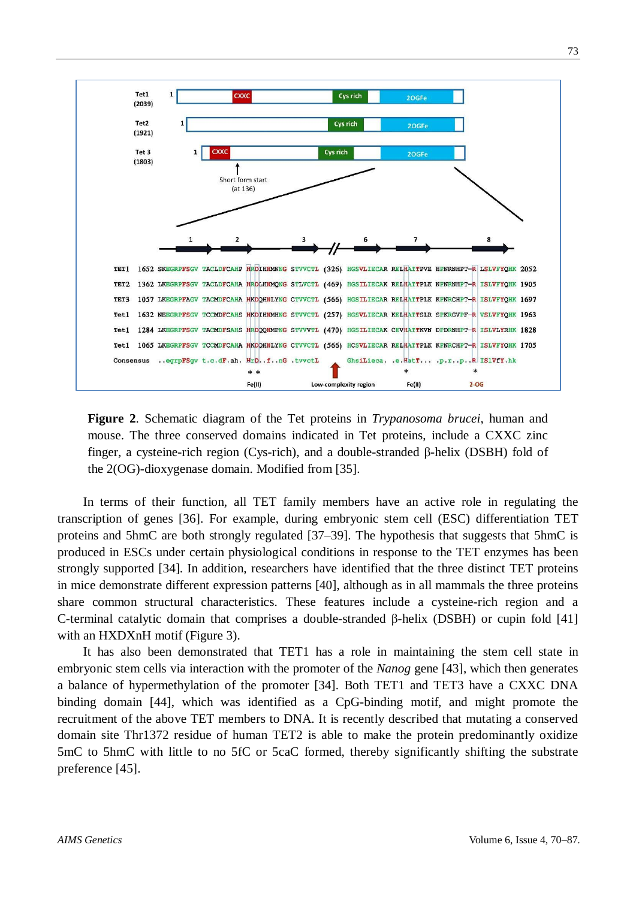**Figure 2**. Schematic diagram of the Tet proteins in *Trypanosoma brucei*, human and mouse. The three conserved domains indicated in Tet proteins, include a CXXC zinc finger, a cysteine-rich region (Cys-rich), and a double-stranded β-helix (DSBH) fold of the 2(OG)-dioxygenase domain. Modified from [35].

In terms of their function, all TET family members have an active role in regulating the transcription of genes [36]. For example, during embryonic stem cell (ESC) differentiation TET proteins and 5hmC are both strongly regulated [37–39]. The hypothesis that suggests that 5hmC is produced in ESCs under certain physiological conditions in response to the TET enzymes has been strongly supported [34]. In addition, researchers have identified that the three distinct TET proteins in mice demonstrate different expression patterns [40], although as in all mammals the three proteins share common structural characteristics. These features include a cysteine-rich region and a C-terminal catalytic domain that comprises a double-stranded β-helix (DSBH) or cupin fold [41] with an HXDXnH motif (Figure 3).

It has also been demonstrated that TET1 has a role in maintaining the stem cell state in embryonic stem cells via interaction with the promoter of the *Nanog* gene [43], which then generates a balance of hypermethylation of the promoter [34]. Both TET1 and TET3 have a CXXC DNA binding domain [44], which was identified as a CpG-binding motif, and might promote the recruitment of the above TET members to DNA. It is recently described that mutating a conserved domain site Thr1372 residue of human TET2 is able to make the protein predominantly oxidize 5mC to 5hmC with little to no 5fC or 5caC formed, thereby significantly shifting the substrate preference [45].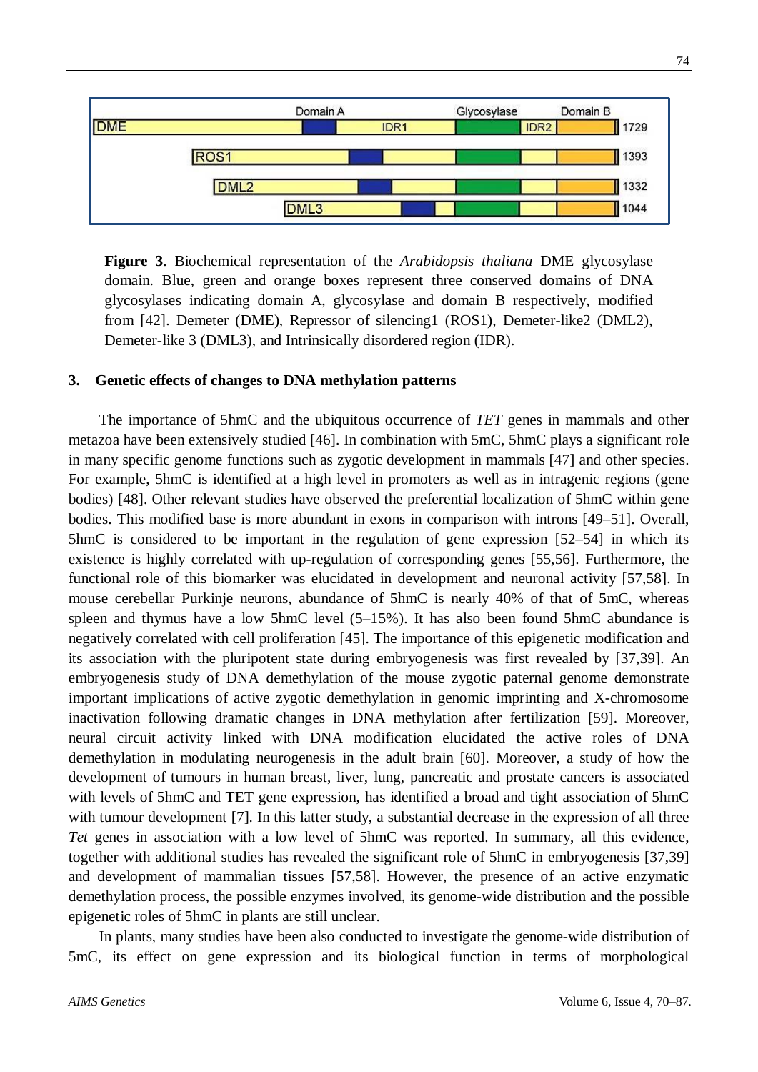Domain A | Glycosylase | Domain B

DME | IDR1 | IDR2 | 1729

ROS1 | 1393

DML2 | 1332

DML3 | 1044

**Figure 3**. Biochemical representation of the *Arabidopsis thaliana* DME glycosylase domain. Blue, green and orange boxes represent three conserved domains of DNA glycosylases indicating domain A, glycosylase and domain B respectively, modified from [42]. Demeter (DME), Repressor of silencing1 (ROS1), Demeter-like2 (DML2), Demeter-like 3 (DML3), and Intrinsically disordered region (IDR).

## 3. Genetic effects of changes to DNA methylation patterns

The importance of 5hmC and the ubiquitous occurrence of *TET* genes in mammals and other metazoa have been extensively studied [46]. In combination with 5mC, 5hmC plays a significant role in many specific genome functions such as zygotic development in mammals [47] and other species. For example, 5hmC is identified at a high level in promoters as well as in intragenic regions (gene bodies) [48]. Other relevant studies have observed the preferential localization of 5hmC within gene bodies. This modified base is more abundant in exons in comparison with introns [49–51]. Overall, 5hmC is considered to be important in the regulation of gene expression [52–54] in which its existence is highly correlated with up-regulation of corresponding genes [55,56]. Furthermore, the functional role of this biomarker was elucidated in development and neuronal activity [57,58]. In mouse cerebellar Purkinje neurons, abundance of 5hmC is nearly 40% of that of 5mC, whereas spleen and thymus have a low 5hmC level (5–15%). It has also been found 5hmC abundance is negatively correlated with cell proliferation [45]. The importance of this epigenetic modification and its association with the pluripotent state during embryogenesis was first revealed by [37,39]. An embryogenesis study of DNA demethylation of the mouse zygotic paternal genome demonstrate important implications of active zygotic demethylation in genomic imprinting and X-chromosome inactivation following dramatic changes in DNA methylation after fertilization [59]. Moreover, neural circuit activity linked with DNA modification elucidated the active roles of DNA demethylation in modulating neurogenesis in the adult brain [60]. Moreover, a study of how the development of tumours in human breast, liver, lung, pancreatic and prostate cancers is associated with levels of 5hmC and TET gene expression, has identified a broad and tight association of 5hmC with tumour development [7]. In this latter study, a substantial decrease in the expression of all three *Tet* genes in association with a low level of 5hmC was reported. In summary, all this evidence, together with additional studies has revealed the significant role of 5hmC in embryogenesis [37,39] and development of mammalian tissues [57,58]. However, the presence of an active enzymatic demethylation process, the possible enzymes involved, its genome-wide distribution and the possible epigenetic roles of 5hmC in plants are still unclear.

In plants, many studies have been also conducted to investigate the genome-wide distribution of 5mC, its effect on gene expression and its biological function in terms of morphological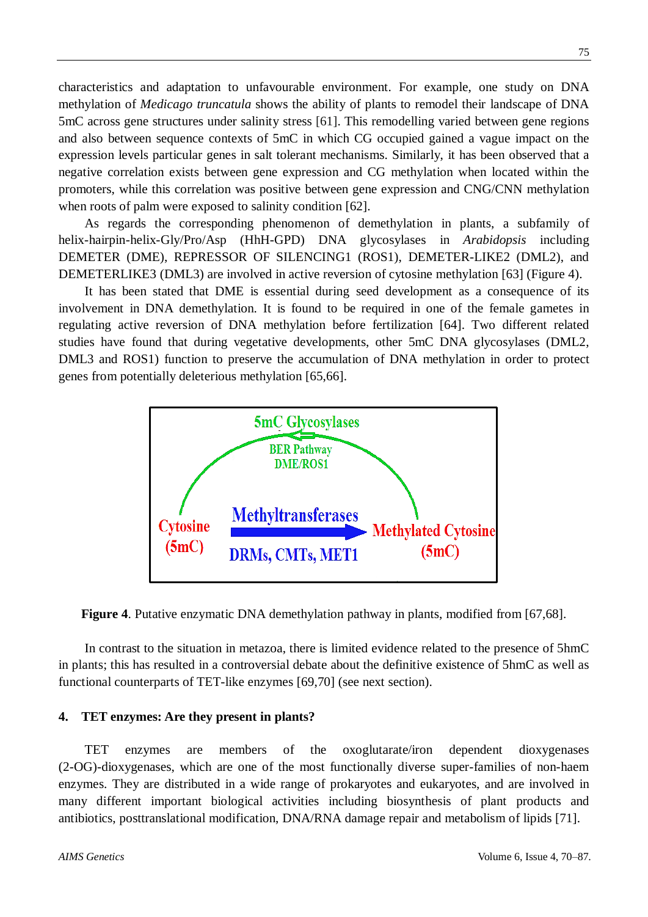characteristics and adaptation to unfavourable environment. For example, one study on DNA methylation of *Medicago truncatula* shows the ability of plants to remodel their landscape of DNA 5mC across gene structures under salinity stress [61]. This remodelling varied between gene regions and also between sequence contexts of 5mC in which CG occupied gained a vague impact on the expression levels particular genes in salt tolerant mechanisms. Similarly, it has been observed that a negative correlation exists between gene expression and CG methylation when located within the promoters, while this correlation was positive between gene expression and CNG/CNN methylation when roots of palm were exposed to salinity condition [62].

As regards the corresponding phenomenon of demethylation in plants, a subfamily of helix-hairpin-helix-Gly/Pro/Asp (HhH-GPD) DNA glycosylases in *Arabidopsis* including DEMETER (DME), REPRESSOR OF SILENCING1 (ROS1), DEMETER-LIKE2 (DML2), and DEMETERLIKE3 (DML3) are involved in active reversion of cytosine methylation [63] (Figure 4).

It has been stated that DME is essential during seed development as a consequence of its involvement in DNA demethylation. It is found to be required in one of the female gametes in regulating active reversion of DNA methylation before fertilization [64]. Two different related studies have found that during vegetative developments, other 5mC DNA glycosylases (DML2, DML3 and ROS1) function to preserve the accumulation of DNA methylation in order to protect genes from potentially deleterious methylation [65,66].

5mC Glycosylases

BER Pathway
DME/ROS1

Cytosine
(5mC)

Methyltransferases

DRMs, CMTs, MET1

Methylated Cytosine
(5mC)

**Figure 4**. Putative enzymatic DNA demethylation pathway in plants, modified from [67,68].

In contrast to the situation in metazoa, there is limited evidence related to the presence of 5hmC in plants; this has resulted in a controversial debate about the definitive existence of 5hmC as well as functional counterparts of TET-like enzymes [69,70] (see next section).

## 4. TET enzymes: Are they present in plants?

TET enzymes are members of the oxoglutarate/iron dependent dioxygenases (2-OG)-dioxygenases, which are one of the most functionally diverse super-families of non-haem enzymes. They are distributed in a wide range of prokaryotes and eukaryotes, and are involved in many different important biological activities including biosynthesis of plant products and antibiotics, posttranslational modification, DNA/RNA damage repair and metabolism of lipids [71].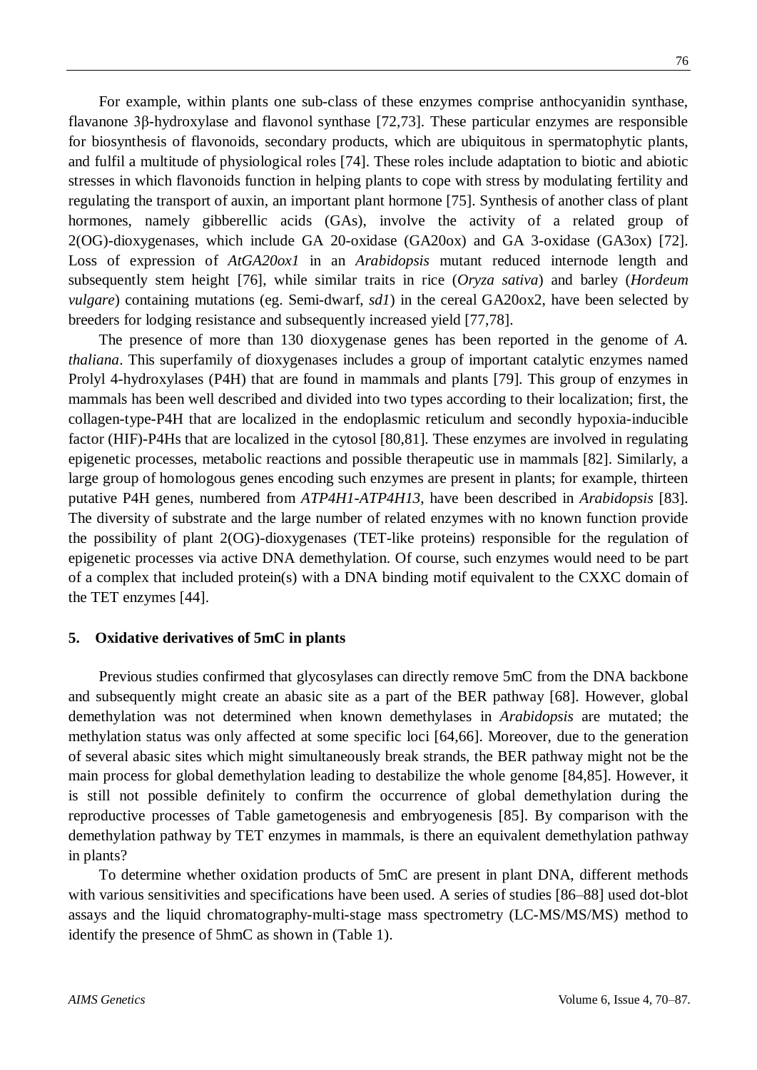For example, within plants one sub-class of these enzymes comprise anthocyanidin synthase, flavanone 3β-hydroxylase and flavonol synthase [72,73]. These particular enzymes are responsible for biosynthesis of flavonoids, secondary products, which are ubiquitous in spermatophytic plants, and fulfil a multitude of physiological roles [74]. These roles include adaptation to biotic and abiotic stresses in which flavonoids function in helping plants to cope with stress by modulating fertility and regulating the transport of auxin, an important plant hormone [75]. Synthesis of another class of plant hormones, namely gibberellic acids (GAs), involve the activity of a related group of 2(OG)-dioxygenases, which include GA 20-oxidase (GA20ox) and GA 3-oxidase (GA3ox) [72]. Loss of expression of *AtGA20ox1* in an *Arabidopsis* mutant reduced internode length and subsequently stem height [76], while similar traits in rice (*Oryza sativa*) and barley (*Hordeum vulgare*) containing mutations (eg. Semi-dwarf, *sd1*) in the cereal GA20ox2, have been selected by breeders for lodging resistance and subsequently increased yield [77,78].

The presence of more than 130 dioxygenase genes has been reported in the genome of *A. thaliana*. This superfamily of dioxygenases includes a group of important catalytic enzymes named Prolyl 4-hydroxylases (P4H) that are found in mammals and plants [79]. This group of enzymes in mammals has been well described and divided into two types according to their localization; first, the collagen-type-P4H that are localized in the endoplasmic reticulum and secondly hypoxia-inducible factor (HIF)-P4Hs that are localized in the cytosol [80,81]. These enzymes are involved in regulating epigenetic processes, metabolic reactions and possible therapeutic use in mammals [82]. Similarly, a large group of homologous genes encoding such enzymes are present in plants; for example, thirteen putative P4H genes, numbered from *ATP4H1-ATP4H13*, have been described in *Arabidopsis* [83]. The diversity of substrate and the large number of related enzymes with no known function provide the possibility of plant 2(OG)-dioxygenases (TET-like proteins) responsible for the regulation of epigenetic processes via active DNA demethylation. Of course, such enzymes would need to be part of a complex that included protein(s) with a DNA binding motif equivalent to the CXXC domain of the TET enzymes [44].

## 5. Oxidative derivatives of 5mC in plants

Previous studies confirmed that glycosylases can directly remove 5mC from the DNA backbone and subsequently might create an abasic site as a part of the BER pathway [68]. However, global demethylation was not determined when known demethylases in *Arabidopsis* are mutated; the methylation status was only affected at some specific loci [64,66]. Moreover, due to the generation of several abasic sites which might simultaneously break strands, the BER pathway might not be the main process for global demethylation leading to destabilize the whole genome [84,85]. However, it is still not possible definitely to confirm the occurrence of global demethylation during the reproductive processes of Table gametogenesis and embryogenesis [85]. By comparison with the demethylation pathway by TET enzymes in mammals, is there an equivalent demethylation pathway in plants?

To determine whether oxidation products of 5mC are present in plant DNA, different methods with various sensitivities and specifications have been used. A series of studies [86–88] used dot-blot assays and the liquid chromatography-multi-stage mass spectrometry (LC-MS/MS/MS) method to identify the presence of 5hmC as shown in (Table 1).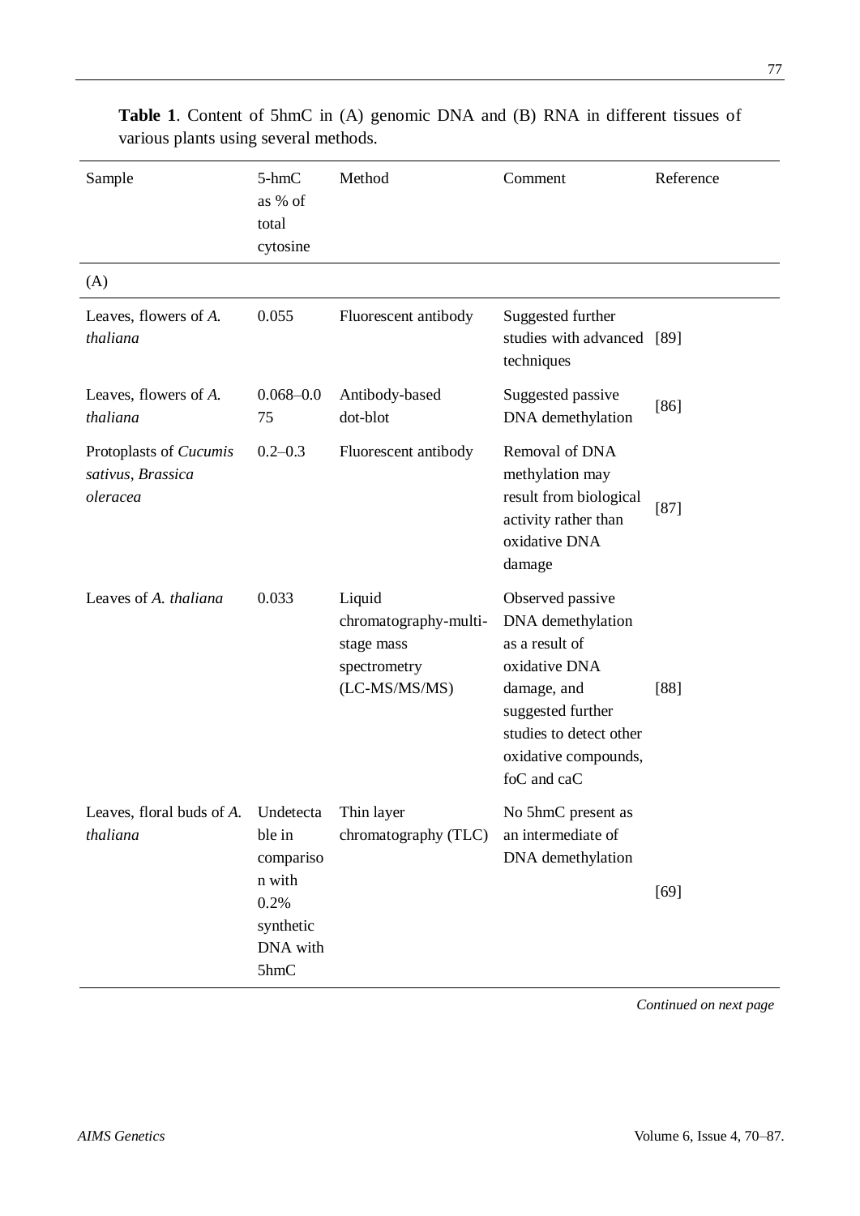**Table 1**. Content of 5hmC in (A) genomic DNA and (B) RNA in different tissues of various plants using several methods.

| Sample | 5-hmC as % of total cytosine | Method | Comment | Reference |
|---|---|---|---|---|
| (A) | | | | |
| Leaves, flowers of *A. thaliana* | 0.055 | Fluorescent antibody | Suggested further studies with advanced techniques | [89] |
| Leaves, flowers of *A. thaliana* | 0.068–0.075 | Antibody-based dot-blot | Suggested passive DNA demethylation | [86] |
| Protoplasts of *Cucumis sativus*, *Brassica oleracea* | 0.2–0.3 | Fluorescent antibody | Removal of DNA methylation may result from biological activity rather than oxidative DNA damage | [87] |
| Leaves of *A. thaliana* | 0.033 | Liquid chromatography-multi-stage mass spectrometry (LC-MS/MS/MS) | Observed passive DNA demethylation as a result of oxidative DNA damage, and suggested further studies to detect other oxidative compounds, foC and caC | [88] |
| Leaves, floral buds of *A. thaliana* | Undetectable in comparison with 0.2% synthetic DNA with 5hmC | Thin layer chromatography (TLC) | No 5hmC present as an intermediate of DNA demethylation | [69] |

*Continued on next page*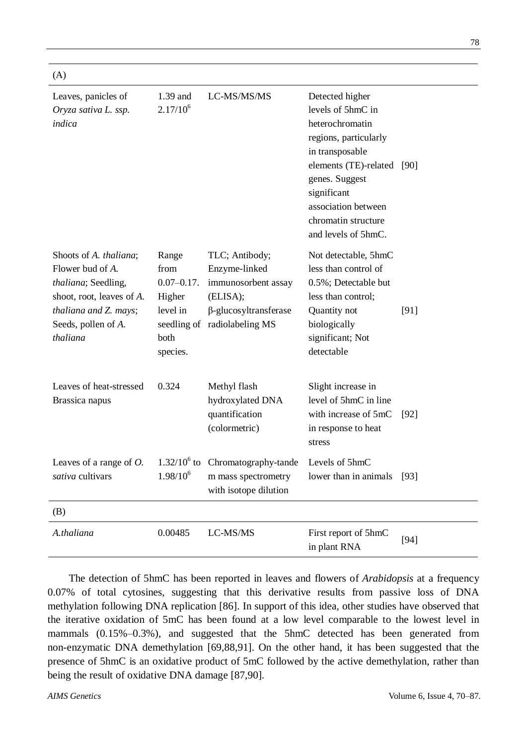| | | | | |
|---|---|---|---|---|
| (A) | | | | |
| Leaves, panicles of *Oryza sativa L. ssp. indica* | 1.39 and $2.17/10^6$ | LC-MS/MS/MS | Detected higher levels of 5hmC in heterochromatin regions, particularly in transposable elements (TE)-related genes. Suggest significant association between chromatin structure and levels of 5hmC. | [90] |
| Shoots of *A. thaliana*; Flower bud of *A. thaliana*; Seedling, shoot, root, leaves of *A. thaliana and Z. mays*; Seeds, pollen of *A. thaliana* | Range from 0.07–0.17. Higher level in seedling of both species. | TLC; Antibody; Enzyme-linked immunosorbent assay (ELISA); β-glucosyltransferase radiolabeling MS | Not detectable, 5hmC less than control of 0.5%; Detectable but less than control; Quantity not biologically significant; Not detectable | [91] |
| Leaves of heat-stressed Brassica napus | 0.324 | Methyl flash hydroxylated DNA quantification (colormetric) | Slight increase in level of 5hmC in line with increase of 5mC in response to heat stress | [92] |
| Leaves of a range of *O. sativa* cultivars | $1.32/10^6$ to $1.98/10^6$ | Chromatography-tandem mass spectrometry with isotope dilution | Levels of 5hmC lower than in animals | [93] |
| (B) | | | | |
| *A.thaliana* | 0.00485 | LC-MS/MS | First report of 5hmC in plant RNA | [94] |

The detection of 5hmC has been reported in leaves and flowers of *Arabidopsis* at a frequency 0.07% of total cytosines, suggesting that this derivative results from passive loss of DNA methylation following DNA replication [86]. In support of this idea, other studies have observed that the iterative oxidation of 5mC has been found at a low level comparable to the lowest level in mammals (0.15%–0.3%), and suggested that the 5hmC detected has been generated from non-enzymatic DNA demethylation [69,88,91]. On the other hand, it has been suggested that the presence of 5hmC is an oxidative product of 5mC followed by the active demethylation, rather than being the result of oxidative DNA damage [87,90].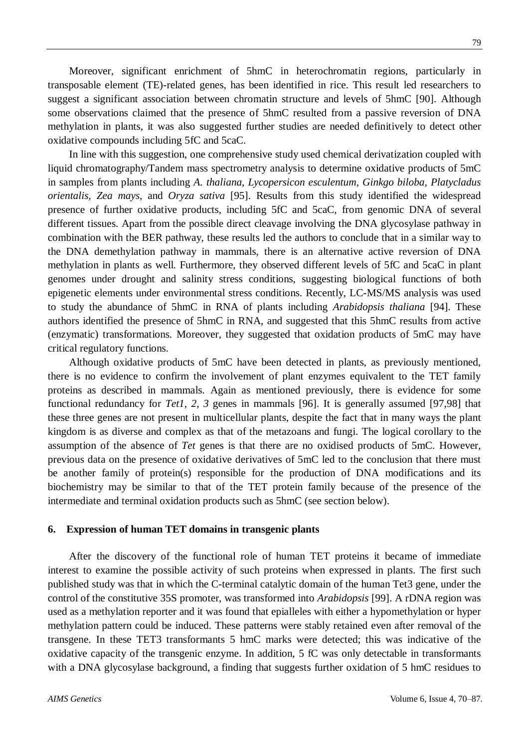Moreover, significant enrichment of 5hmC in heterochromatin regions, particularly in transposable element (TE)-related genes, has been identified in rice. This result led researchers to suggest a significant association between chromatin structure and levels of 5hmC [90]. Although some observations claimed that the presence of 5hmC resulted from a passive reversion of DNA methylation in plants, it was also suggested further studies are needed definitively to detect other oxidative compounds including 5fC and 5caC.

In line with this suggestion, one comprehensive study used chemical derivatization coupled with liquid chromatography/Tandem mass spectrometry analysis to determine oxidative products of 5mC in samples from plants including *A. thaliana*, *Lycopersicon esculentum*, *Ginkgo biloba*, *Platycladus orientalis*, *Zea mays*, and *Oryza sativa* [95]. Results from this study identified the widespread presence of further oxidative products, including 5fC and 5caC, from genomic DNA of several different tissues. Apart from the possible direct cleavage involving the DNA glycosylase pathway in combination with the BER pathway, these results led the authors to conclude that in a similar way to the DNA demethylation pathway in mammals, there is an alternative active reversion of DNA methylation in plants as well. Furthermore, they observed different levels of 5fC and 5caC in plant genomes under drought and salinity stress conditions, suggesting biological functions of both epigenetic elements under environmental stress conditions. Recently, LC-MS/MS analysis was used to study the abundance of 5hmC in RNA of plants including *Arabidopsis thaliana* [94]. These authors identified the presence of 5hmC in RNA, and suggested that this 5hmC results from active (enzymatic) transformations. Moreover, they suggested that oxidation products of 5mC may have critical regulatory functions.

Although oxidative products of 5mC have been detected in plants, as previously mentioned, there is no evidence to confirm the involvement of plant enzymes equivalent to the TET family proteins as described in mammals. Again as mentioned previously, there is evidence for some functional redundancy for *Tet1, 2, 3* genes in mammals [96]. It is generally assumed [97,98] that these three genes are not present in multicellular plants, despite the fact that in many ways the plant kingdom is as diverse and complex as that of the metazoans and fungi. The logical corollary to the assumption of the absence of *Tet* genes is that there are no oxidised products of 5mC. However, previous data on the presence of oxidative derivatives of 5mC led to the conclusion that there must be another family of protein(s) responsible for the production of DNA modifications and its biochemistry may be similar to that of the TET protein family because of the presence of the intermediate and terminal oxidation products such as 5hmC (see section below).

## 6. Expression of human TET domains in transgenic plants

After the discovery of the functional role of human TET proteins it became of immediate interest to examine the possible activity of such proteins when expressed in plants. The first such published study was that in which the C-terminal catalytic domain of the human Tet3 gene, under the control of the constitutive 35S promoter, was transformed into *Arabidopsis* [99]. A rDNA region was used as a methylation reporter and it was found that epialleles with either a hypomethylation or hyper methylation pattern could be induced. These patterns were stably retained even after removal of the transgene. In these TET3 transformants 5 hmC marks were detected; this was indicative of the oxidative capacity of the transgenic enzyme. In addition, 5 fC was only detectable in transformants with a DNA glycosylase background, a finding that suggests further oxidation of 5 hmC residues to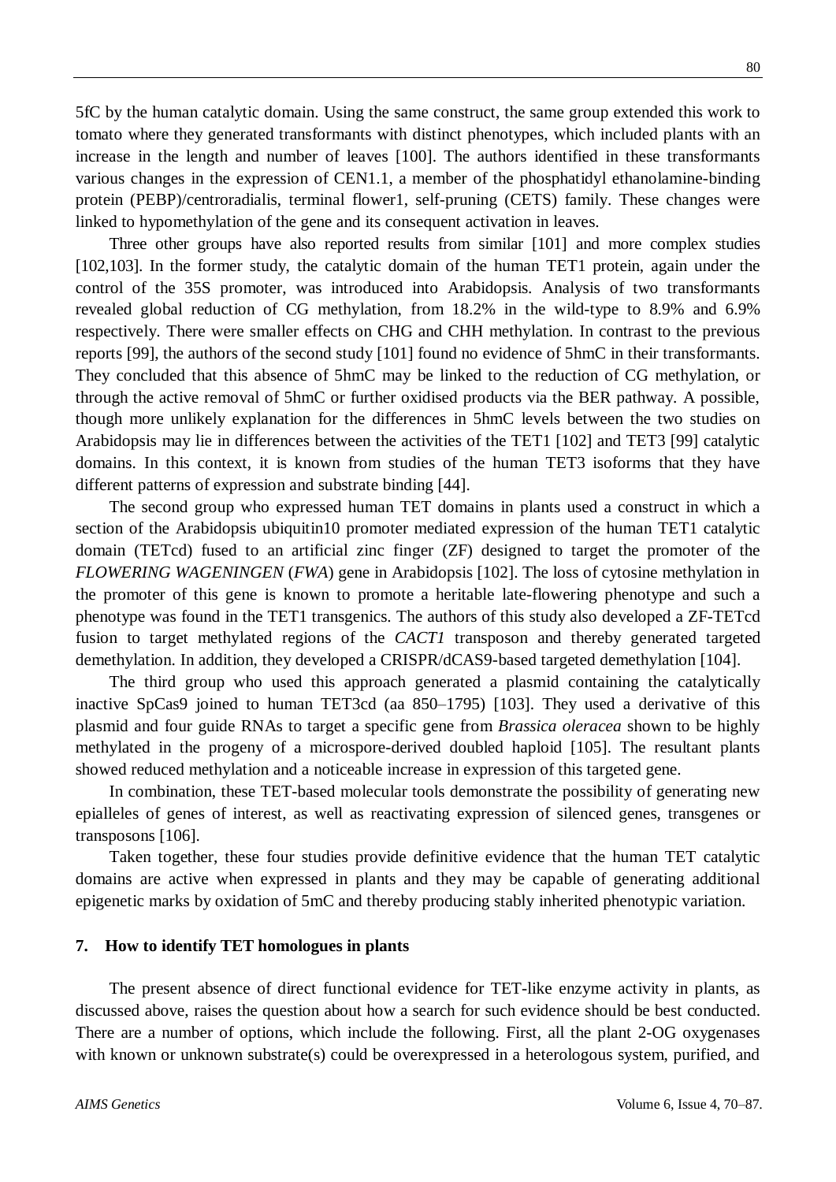5fC by the human catalytic domain. Using the same construct, the same group extended this work to tomato where they generated transformants with distinct phenotypes, which included plants with an increase in the length and number of leaves [100]. The authors identified in these transformants various changes in the expression of CEN1.1, a member of the phosphatidyl ethanolamine-binding protein (PEBP)/centroradialis, terminal flower1, self-pruning (CETS) family. These changes were linked to hypomethylation of the gene and its consequent activation in leaves.

Three other groups have also reported results from similar [101] and more complex studies [102,103]. In the former study, the catalytic domain of the human TET1 protein, again under the control of the 35S promoter, was introduced into Arabidopsis. Analysis of two transformants revealed global reduction of CG methylation, from 18.2% in the wild-type to 8.9% and 6.9% respectively. There were smaller effects on CHG and CHH methylation. In contrast to the previous reports [99], the authors of the second study [101] found no evidence of 5hmC in their transformants. They concluded that this absence of 5hmC may be linked to the reduction of CG methylation, or through the active removal of 5hmC or further oxidised products via the BER pathway. A possible, though more unlikely explanation for the differences in 5hmC levels between the two studies on Arabidopsis may lie in differences between the activities of the TET1 [102] and TET3 [99] catalytic domains. In this context, it is known from studies of the human TET3 isoforms that they have different patterns of expression and substrate binding [44].

The second group who expressed human TET domains in plants used a construct in which a section of the Arabidopsis ubiquitin10 promoter mediated expression of the human TET1 catalytic domain (TETcd) fused to an artificial zinc finger (ZF) designed to target the promoter of the *FLOWERING WAGENINGEN* (*FWA*) gene in Arabidopsis [102]. The loss of cytosine methylation in the promoter of this gene is known to promote a heritable late-flowering phenotype and such a phenotype was found in the TET1 transgenics. The authors of this study also developed a ZF-TETcd fusion to target methylated regions of the *CACT1* transposon and thereby generated targeted demethylation. In addition, they developed a CRISPR/dCAS9-based targeted demethylation [104].

The third group who used this approach generated a plasmid containing the catalytically inactive SpCas9 joined to human TET3cd (aa 850–1795) [103]. They used a derivative of this plasmid and four guide RNAs to target a specific gene from *Brassica oleracea* shown to be highly methylated in the progeny of a microspore-derived doubled haploid [105]. The resultant plants showed reduced methylation and a noticeable increase in expression of this targeted gene.

In combination, these TET-based molecular tools demonstrate the possibility of generating new epialleles of genes of interest, as well as reactivating expression of silenced genes, transgenes or transposons [106].

Taken together, these four studies provide definitive evidence that the human TET catalytic domains are active when expressed in plants and they may be capable of generating additional epigenetic marks by oxidation of 5mC and thereby producing stably inherited phenotypic variation.

## 7. How to identify TET homologues in plants

The present absence of direct functional evidence for TET-like enzyme activity in plants, as discussed above, raises the question about how a search for such evidence should be best conducted. There are a number of options, which include the following. First, all the plant 2-OG oxygenases with known or unknown substrate(s) could be overexpressed in a heterologous system, purified, and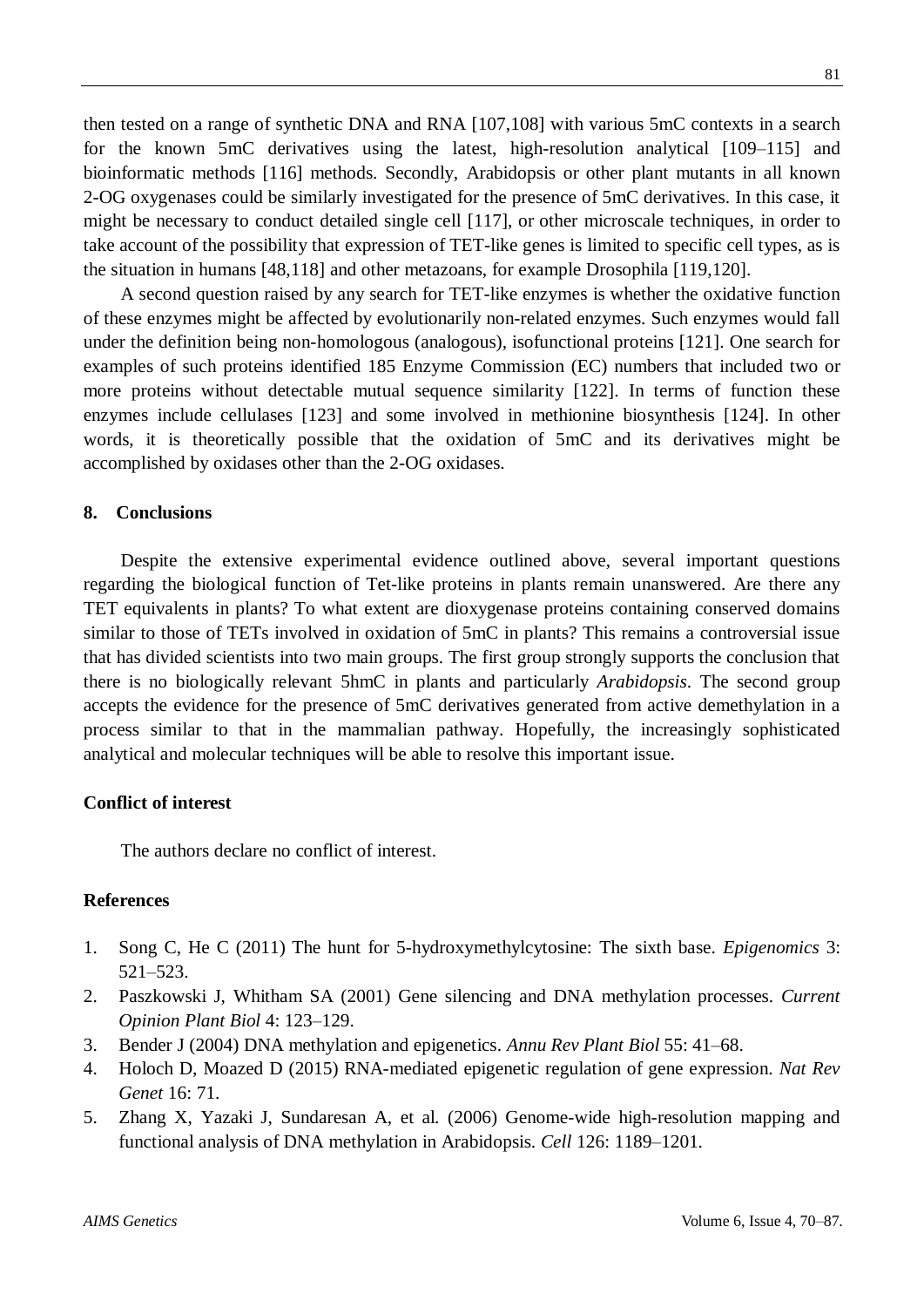then tested on a range of synthetic DNA and RNA [107,108] with various 5mC contexts in a search for the known 5mC derivatives using the latest, high-resolution analytical [109–115] and bioinformatic methods [116] methods. Secondly, Arabidopsis or other plant mutants in all known 2-OG oxygenases could be similarly investigated for the presence of 5mC derivatives. In this case, it might be necessary to conduct detailed single cell [117], or other microscale techniques, in order to take account of the possibility that expression of TET-like genes is limited to specific cell types, as is the situation in humans [48,118] and other metazoans, for example Drosophila [119,120].

A second question raised by any search for TET-like enzymes is whether the oxidative function of these enzymes might be affected by evolutionarily non-related enzymes. Such enzymes would fall under the definition being non-homologous (analogous), isofunctional proteins [121]. One search for examples of such proteins identified 185 Enzyme Commission (EC) numbers that included two or more proteins without detectable mutual sequence similarity [122]. In terms of function these enzymes include cellulases [123] and some involved in methionine biosynthesis [124]. In other words, it is theoretically possible that the oxidation of 5mC and its derivatives might be accomplished by oxidases other than the 2-OG oxidases.

## 8. Conclusions

Despite the extensive experimental evidence outlined above, several important questions regarding the biological function of Tet-like proteins in plants remain unanswered. Are there any TET equivalents in plants? To what extent are dioxygenase proteins containing conserved domains similar to those of TETs involved in oxidation of 5mC in plants? This remains a controversial issue that has divided scientists into two main groups. The first group strongly supports the conclusion that there is no biologically relevant 5hmC in plants and particularly *Arabidopsis*. The second group accepts the evidence for the presence of 5mC derivatives generated from active demethylation in a process similar to that in the mammalian pathway. Hopefully, the increasingly sophisticated analytical and molecular techniques will be able to resolve this important issue.

## Conflict of interest

The authors declare no conflict of interest.

## References

1. Song C, He C (2011) The hunt for 5-hydroxymethylcytosine: The sixth base. *Epigenomics* 3: 521–523.
2. Paszkowski J, Whitham SA (2001) Gene silencing and DNA methylation processes. *Current Opinion Plant Biol* 4: 123–129.
3. Bender J (2004) DNA methylation and epigenetics. *Annu Rev Plant Biol* 55: 41–68.
4. Holoch D, Moazed D (2015) RNA-mediated epigenetic regulation of gene expression. *Nat Rev Genet* 16: 71.
5. Zhang X, Yazaki J, Sundaresan A, et al. (2006) Genome-wide high-resolution mapping and functional analysis of DNA methylation in Arabidopsis. *Cell* 126: 1189–1201.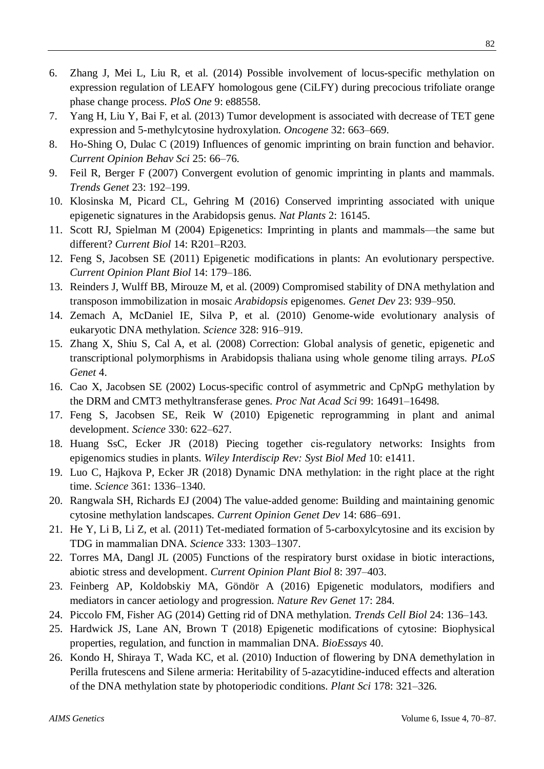6. Zhang J, Mei L, Liu R, et al. (2014) Possible involvement of locus-specific methylation on expression regulation of LEAFY homologous gene (CiLFY) during precocious trifoliate orange phase change process. *PloS One* 9: e88558.
7. Yang H, Liu Y, Bai F, et al. (2013) Tumor development is associated with decrease of TET gene expression and 5-methylcytosine hydroxylation. *Oncogene* 32: 663–669.
8. Ho-Shing O, Dulac C (2019) Influences of genomic imprinting on brain function and behavior. *Current Opinion Behav Sci* 25: 66–76.
9. Feil R, Berger F (2007) Convergent evolution of genomic imprinting in plants and mammals. *Trends Genet* 23: 192–199.
10. Klosinska M, Picard CL, Gehring M (2016) Conserved imprinting associated with unique epigenetic signatures in the Arabidopsis genus. *Nat Plants* 2: 16145.
11. Scott RJ, Spielman M (2004) Epigenetics: Imprinting in plants and mammals—the same but different? *Current Biol* 14: R201–R203.
12. Feng S, Jacobsen SE (2011) Epigenetic modifications in plants: An evolutionary perspective. *Current Opinion Plant Biol* 14: 179–186.
13. Reinders J, Wulff BB, Mirouze M, et al. (2009) Compromised stability of DNA methylation and transposon immobilization in mosaic *Arabidopsis* epigenomes. *Genet Dev* 23: 939–950.
14. Zemach A, McDaniel IE, Silva P, et al. (2010) Genome-wide evolutionary analysis of eukaryotic DNA methylation. *Science* 328: 916–919.
15. Zhang X, Shiu S, Cal A, et al. (2008) Correction: Global analysis of genetic, epigenetic and transcriptional polymorphisms in Arabidopsis thaliana using whole genome tiling arrays. *PLoS Genet* 4.
16. Cao X, Jacobsen SE (2002) Locus-specific control of asymmetric and CpNpG methylation by the DRM and CMT3 methyltransferase genes. *Proc Nat Acad Sci* 99: 16491–16498.
17. Feng S, Jacobsen SE, Reik W (2010) Epigenetic reprogramming in plant and animal development. *Science* 330: 622–627.
18. Huang SsC, Ecker JR (2018) Piecing together cis-regulatory networks: Insights from epigenomics studies in plants. *Wiley Interdiscip Rev: Syst Biol Med* 10: e1411.
19. Luo C, Hajkova P, Ecker JR (2018) Dynamic DNA methylation: in the right place at the right time. *Science* 361: 1336–1340.
20. Rangwala SH, Richards EJ (2004) The value-added genome: Building and maintaining genomic cytosine methylation landscapes. *Current Opinion Genet Dev* 14: 686–691.
21. He Y, Li B, Li Z, et al. (2011) Tet-mediated formation of 5-carboxylcytosine and its excision by TDG in mammalian DNA. *Science* 333: 1303–1307.
22. Torres MA, Dangl JL (2005) Functions of the respiratory burst oxidase in biotic interactions, abiotic stress and development. *Current Opinion Plant Biol* 8: 397–403.
23. Feinberg AP, Koldobskiy MA, Göndör A (2016) Epigenetic modulators, modifiers and mediators in cancer aetiology and progression. *Nature Rev Genet* 17: 284.
24. Piccolo FM, Fisher AG (2014) Getting rid of DNA methylation. *Trends Cell Biol* 24: 136–143.
25. Hardwick JS, Lane AN, Brown T (2018) Epigenetic modifications of cytosine: Biophysical properties, regulation, and function in mammalian DNA. *BioEssays* 40.
26. Kondo H, Shiraya T, Wada KC, et al. (2010) Induction of flowering by DNA demethylation in Perilla frutescens and Silene armeria: Heritability of 5-azacytidine-induced effects and alteration of the DNA methylation state by photoperiodic conditions. *Plant Sci* 178: 321–326.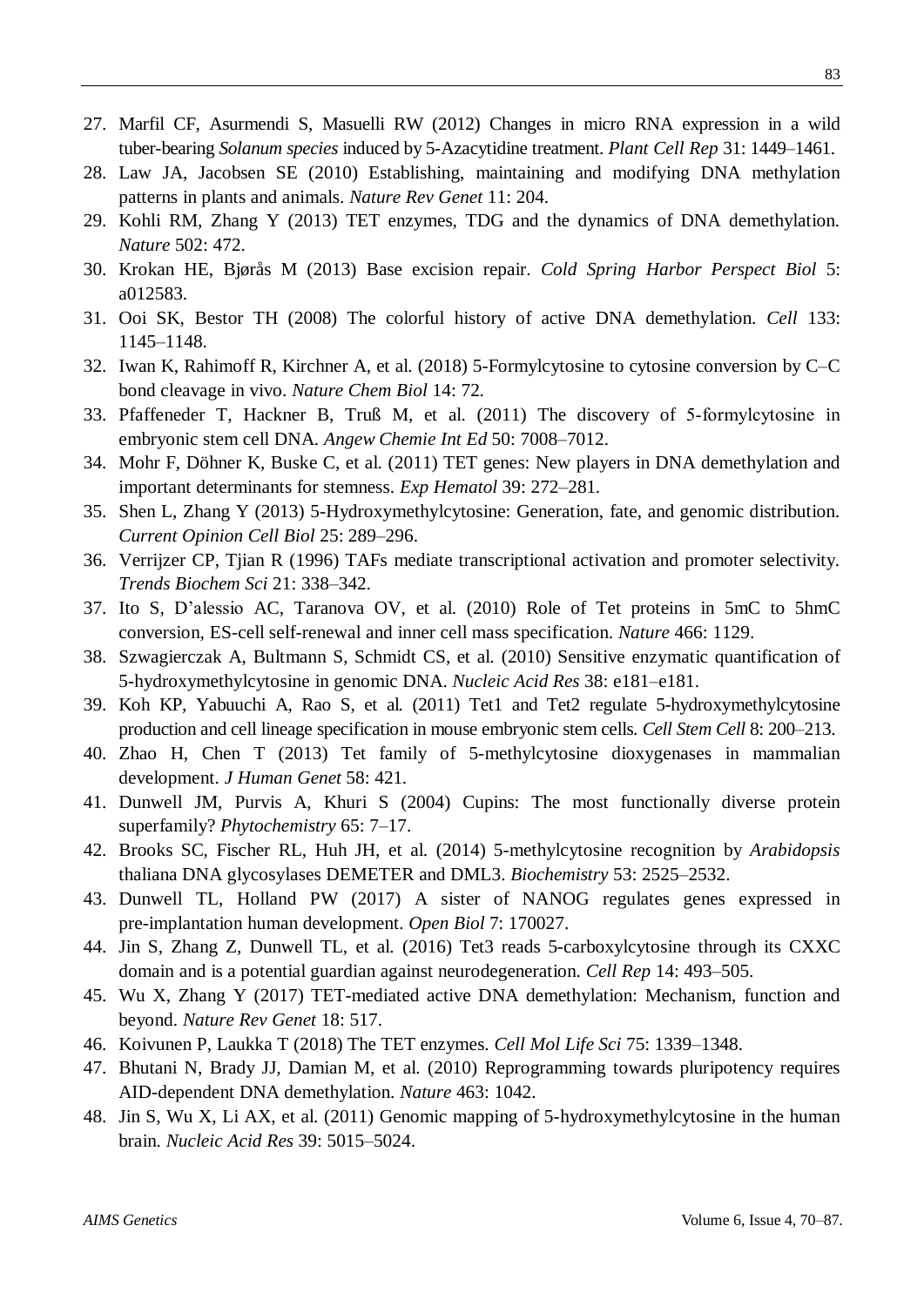27. Marfil CF, Asurmendi S, Masuelli RW (2012) Changes in micro RNA expression in a wild tuber-bearing *Solanum species* induced by 5-Azacytidine treatment. *Plant Cell Rep* 31: 1449–1461.
28. Law JA, Jacobsen SE (2010) Establishing, maintaining and modifying DNA methylation patterns in plants and animals. *Nature Rev Genet* 11: 204.
29. Kohli RM, Zhang Y (2013) TET enzymes, TDG and the dynamics of DNA demethylation. *Nature* 502: 472.
30. Krokan HE, Bjørås M (2013) Base excision repair. *Cold Spring Harbor Perspect Biol* 5: a012583.
31. Ooi SK, Bestor TH (2008) The colorful history of active DNA demethylation. *Cell* 133: 1145–1148.
32. Iwan K, Rahimoff R, Kirchner A, et al. (2018) 5-Formylcytosine to cytosine conversion by C–C bond cleavage in vivo. *Nature Chem Biol* 14: 72.
33. Pfaffeneder T, Hackner B, Truß M, et al. (2011) The discovery of 5-formylcytosine in embryonic stem cell DNA. *Angew Chemie Int Ed* 50: 7008–7012.
34. Mohr F, Döhner K, Buske C, et al. (2011) TET genes: New players in DNA demethylation and important determinants for stemness. *Exp Hematol* 39: 272–281.
35. Shen L, Zhang Y (2013) 5-Hydroxymethylcytosine: Generation, fate, and genomic distribution. *Current Opinion Cell Biol* 25: 289–296.
36. Verrijzer CP, Tjian R (1996) TAFs mediate transcriptional activation and promoter selectivity. *Trends Biochem Sci* 21: 338–342.
37. Ito S, D'alessio AC, Taranova OV, et al. (2010) Role of Tet proteins in 5mC to 5hmC conversion, ES-cell self-renewal and inner cell mass specification. *Nature* 466: 1129.
38. Szwagierczak A, Bultmann S, Schmidt CS, et al. (2010) Sensitive enzymatic quantification of 5-hydroxymethylcytosine in genomic DNA. *Nucleic Acid Res* 38: e181–e181.
39. Koh KP, Yabuuchi A, Rao S, et al. (2011) Tet1 and Tet2 regulate 5-hydroxymethylcytosine production and cell lineage specification in mouse embryonic stem cells. *Cell Stem Cell* 8: 200–213.
40. Zhao H, Chen T (2013) Tet family of 5-methylcytosine dioxygenases in mammalian development. *J Human Genet* 58: 421.
41. Dunwell JM, Purvis A, Khuri S (2004) Cupins: The most functionally diverse protein superfamily? *Phytochemistry* 65: 7–17.
42. Brooks SC, Fischer RL, Huh JH, et al. (2014) 5-methylcytosine recognition by *Arabidopsis* thaliana DNA glycosylases DEMETER and DML3. *Biochemistry* 53: 2525–2532.
43. Dunwell TL, Holland PW (2017) A sister of NANOG regulates genes expressed in pre-implantation human development. *Open Biol* 7: 170027.
44. Jin S, Zhang Z, Dunwell TL, et al. (2016) Tet3 reads 5-carboxylcytosine through its CXXC domain and is a potential guardian against neurodegeneration. *Cell Rep* 14: 493–505.
45. Wu X, Zhang Y (2017) TET-mediated active DNA demethylation: Mechanism, function and beyond. *Nature Rev Genet* 18: 517.
46. Koivunen P, Laukka T (2018) The TET enzymes. *Cell Mol Life Sci* 75: 1339–1348.
47. Bhutani N, Brady JJ, Damian M, et al. (2010) Reprogramming towards pluripotency requires AID-dependent DNA demethylation. *Nature* 463: 1042.
48. Jin S, Wu X, Li AX, et al. (2011) Genomic mapping of 5-hydroxymethylcytosine in the human brain. *Nucleic Acid Res* 39: 5015–5024.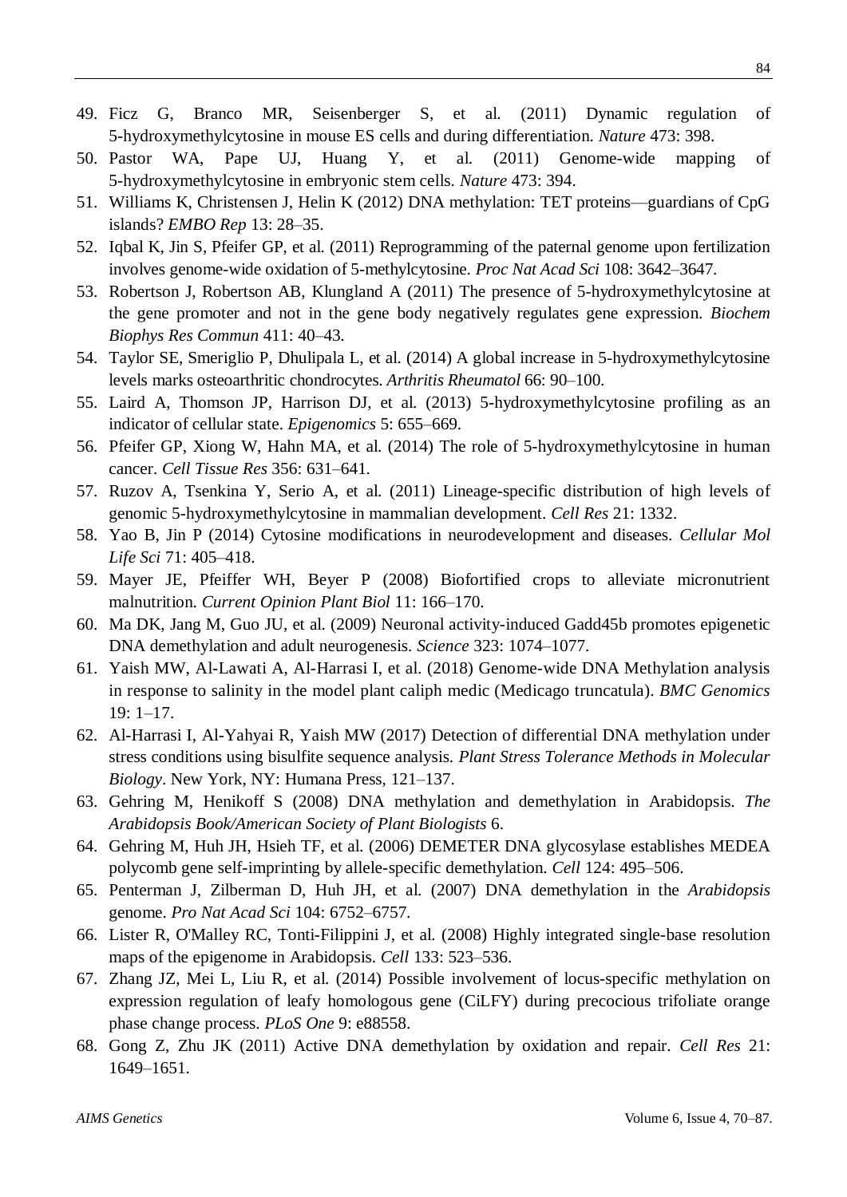49. Ficz G, Branco MR, Seisenberger S, et al. (2011) Dynamic regulation of 5-hydroxymethylcytosine in mouse ES cells and during differentiation. *Nature* 473: 398.
50. Pastor WA, Pape UJ, Huang Y, et al. (2011) Genome-wide mapping of 5-hydroxymethylcytosine in embryonic stem cells. *Nature* 473: 394.
51. Williams K, Christensen J, Helin K (2012) DNA methylation: TET proteins—guardians of CpG islands? *EMBO Rep* 13: 28–35.
52. Iqbal K, Jin S, Pfeifer GP, et al. (2011) Reprogramming of the paternal genome upon fertilization involves genome-wide oxidation of 5-methylcytosine. *Proc Nat Acad Sci* 108: 3642–3647.
53. Robertson J, Robertson AB, Klungland A (2011) The presence of 5-hydroxymethylcytosine at the gene promoter and not in the gene body negatively regulates gene expression. *Biochem Biophys Res Commun* 411: 40–43.
54. Taylor SE, Smeriglio P, Dhulipala L, et al. (2014) A global increase in 5-hydroxymethylcytosine levels marks osteoarthritic chondrocytes. *Arthritis Rheumatol* 66: 90–100.
55. Laird A, Thomson JP, Harrison DJ, et al. (2013) 5-hydroxymethylcytosine profiling as an indicator of cellular state. *Epigenomics* 5: 655–669.
56. Pfeifer GP, Xiong W, Hahn MA, et al. (2014) The role of 5-hydroxymethylcytosine in human cancer. *Cell Tissue Res* 356: 631–641.
57. Ruzov A, Tsenkina Y, Serio A, et al. (2011) Lineage-specific distribution of high levels of genomic 5-hydroxymethylcytosine in mammalian development. *Cell Res* 21: 1332.
58. Yao B, Jin P (2014) Cytosine modifications in neurodevelopment and diseases. *Cellular Mol Life Sci* 71: 405–418.
59. Mayer JE, Pfeiffer WH, Beyer P (2008) Biofortified crops to alleviate micronutrient malnutrition. *Current Opinion Plant Biol* 11: 166–170.
60. Ma DK, Jang M, Guo JU, et al. (2009) Neuronal activity-induced Gadd45b promotes epigenetic DNA demethylation and adult neurogenesis. *Science* 323: 1074–1077.
61. Yaish MW, Al-Lawati A, Al-Harrasi I, et al. (2018) Genome-wide DNA Methylation analysis in response to salinity in the model plant caliph medic (Medicago truncatula). *BMC Genomics* 19: 1–17.
62. Al-Harrasi I, Al-Yahyai R, Yaish MW (2017) Detection of differential DNA methylation under stress conditions using bisulfite sequence analysis. *Plant Stress Tolerance Methods in Molecular Biology*. New York, NY: Humana Press, 121–137.
63. Gehring M, Henikoff S (2008) DNA methylation and demethylation in Arabidopsis. *The Arabidopsis Book/American Society of Plant Biologists* 6.
64. Gehring M, Huh JH, Hsieh TF, et al. (2006) DEMETER DNA glycosylase establishes MEDEA polycomb gene self-imprinting by allele-specific demethylation. *Cell* 124: 495–506.
65. Penterman J, Zilberman D, Huh JH, et al. (2007) DNA demethylation in the *Arabidopsis* genome. *Pro Nat Acad Sci* 104: 6752–6757.
66. Lister R, O'Malley RC, Tonti-Filippini J, et al. (2008) Highly integrated single-base resolution maps of the epigenome in Arabidopsis. *Cell* 133: 523–536.
67. Zhang JZ, Mei L, Liu R, et al. (2014) Possible involvement of locus-specific methylation on expression regulation of leafy homologous gene (CiLFY) during precocious trifoliate orange phase change process. *PLoS One* 9: e88558.
68. Gong Z, Zhu JK (2011) Active DNA demethylation by oxidation and repair. *Cell Res* 21: 1649–1651.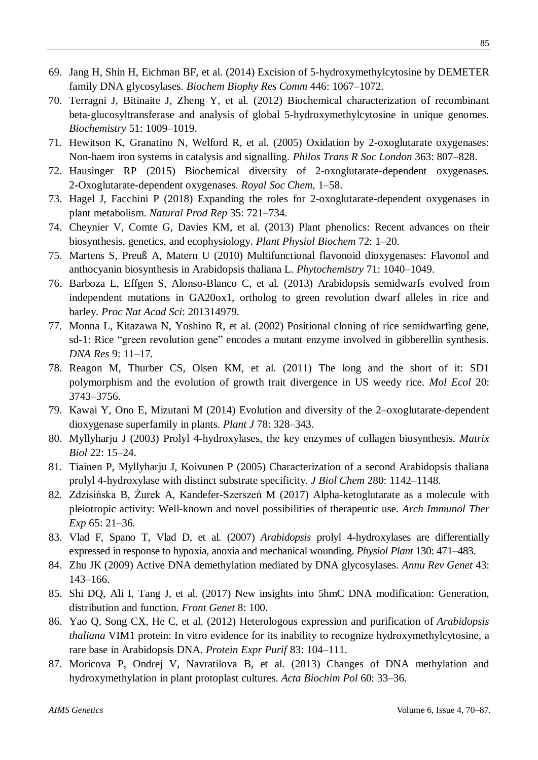69. Jang H, Shin H, Eichman BF, et al. (2014) Excision of 5-hydroxymethylcytosine by DEMETER family DNA glycosylases. *Biochem Biophy Res Comm* 446: 1067–1072.
70. Terragni J, Bitinaite J, Zheng Y, et al. (2012) Biochemical characterization of recombinant beta-glucosyltransferase and analysis of global 5-hydroxymethylcytosine in unique genomes. *Biochemistry* 51: 1009–1019.
71. Hewitson K, Granatino N, Welford R, et al. (2005) Oxidation by 2-oxoglutarate oxygenases: Non-haem iron systems in catalysis and signalling. *Philos Trans R Soc London* 363: 807–828.
72. Hausinger RP (2015) Biochemical diversity of 2-oxoglutarate-dependent oxygenases. 2-Oxoglutarate-dependent oxygenases. *Royal Soc Chem*, 1–58.
73. Hagel J, Facchini P (2018) Expanding the roles for 2-oxoglutarate-dependent oxygenases in plant metabolism. *Natural Prod Rep* 35: 721–734.
74. Cheynier V, Comte G, Davies KM, et al. (2013) Plant phenolics: Recent advances on their biosynthesis, genetics, and ecophysiology. *Plant Physiol Biochem* 72: 1–20.
75. Martens S, Preuß A, Matern U (2010) Multifunctional flavonoid dioxygenases: Flavonol and anthocyanin biosynthesis in Arabidopsis thaliana L. *Phytochemistry* 71: 1040–1049.
76. Barboza L, Effgen S, Alonso-Blanco C, et al. (2013) Arabidopsis semidwarfs evolved from independent mutations in GA20ox1, ortholog to green revolution dwarf alleles in rice and barley. *Proc Nat Acad Sci*: 201314979.
77. Monna L, Kitazawa N, Yoshino R, et al. (2002) Positional cloning of rice semidwarfing gene, sd-1: Rice "green revolution gene" encodes a mutant enzyme involved in gibberellin synthesis. *DNA Res* 9: 11–17.
78. Reagon M, Thurber CS, Olsen KM, et al. (2011) The long and the short of it: SD1 polymorphism and the evolution of growth trait divergence in US weedy rice. *Mol Ecol* 20: 3743–3756.
79. Kawai Y, Ono E, Mizutani M (2014) Evolution and diversity of the 2–oxoglutarate-dependent dioxygenase superfamily in plants. *Plant J* 78: 328–343.
80. Myllyharju J (2003) Prolyl 4-hydroxylases, the key enzymes of collagen biosynthesis. *Matrix Biol* 22: 15–24.
81. Tiainen P, Myllyharju J, Koivunen P (2005) Characterization of a second Arabidopsis thaliana prolyl 4-hydroxylase with distinct substrate specificity. *J Biol Chem* 280: 1142–1148.
82. Zdzisińska B, Żurek A, Kandefer-Szerszeń M (2017) Alpha-ketoglutarate as a molecule with pleiotropic activity: Well-known and novel possibilities of therapeutic use. *Arch Immunol Ther Exp* 65: 21–36.
83. Vlad F, Spano T, Vlad D, et al. (2007) *Arabidopsis* prolyl 4-hydroxylases are differentially expressed in response to hypoxia, anoxia and mechanical wounding. *Physiol Plant* 130: 471–483.
84. Zhu JK (2009) Active DNA demethylation mediated by DNA glycosylases. *Annu Rev Genet* 43: 143–166.
85. Shi DQ, Ali I, Tang J, et al. (2017) New insights into 5hmC DNA modification: Generation, distribution and function. *Front Genet* 8: 100.
86. Yao Q, Song CX, He C, et al. (2012) Heterologous expression and purification of *Arabidopsis thaliana* VIM1 protein: In vitro evidence for its inability to recognize hydroxymethylcytosine, a rare base in Arabidopsis DNA. *Protein Expr Purif* 83: 104–111.
87. Moricova P, Ondrej V, Navratilova B, et al. (2013) Changes of DNA methylation and hydroxymethylation in plant protoplast cultures. *Acta Biochim Pol* 60: 33–36.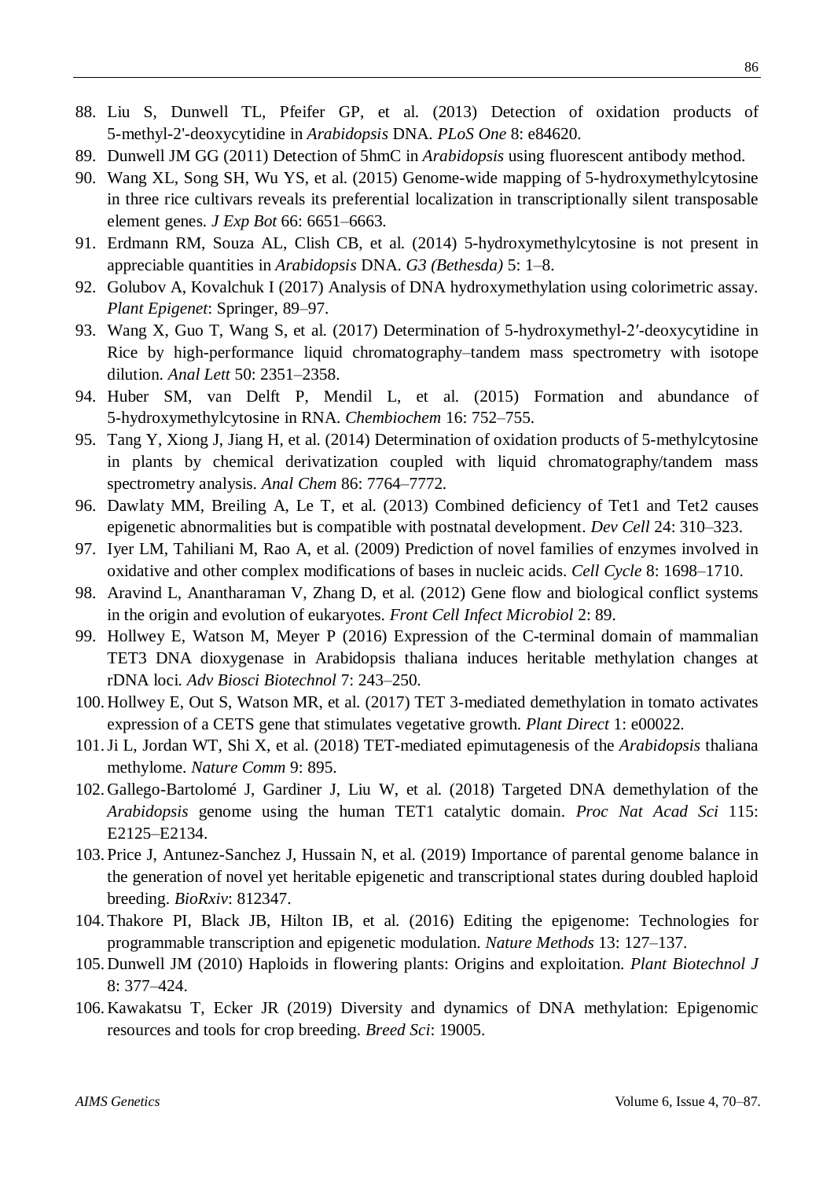88. Liu S, Dunwell TL, Pfeifer GP, et al. (2013) Detection of oxidation products of 5-methyl-2'-deoxycytidine in *Arabidopsis* DNA. *PLoS One* 8: e84620.
89. Dunwell JM GG (2011) Detection of 5hmC in *Arabidopsis* using fluorescent antibody method.
90. Wang XL, Song SH, Wu YS, et al. (2015) Genome-wide mapping of 5-hydroxymethylcytosine in three rice cultivars reveals its preferential localization in transcriptionally silent transposable element genes. *J Exp Bot* 66: 6651–6663.
91. Erdmann RM, Souza AL, Clish CB, et al. (2014) 5-hydroxymethylcytosine is not present in appreciable quantities in *Arabidopsis* DNA. *G3 (Bethesda)* 5: 1–8.
92. Golubov A, Kovalchuk I (2017) Analysis of DNA hydroxymethylation using colorimetric assay. *Plant Epigenet*: Springer, 89–97.
93. Wang X, Guo T, Wang S, et al. (2017) Determination of 5-hydroxymethyl-2′-deoxycytidine in Rice by high-performance liquid chromatography–tandem mass spectrometry with isotope dilution. *Anal Lett* 50: 2351–2358.
94. Huber SM, van Delft P, Mendil L, et al. (2015) Formation and abundance of 5-hydroxymethylcytosine in RNA. *Chembiochem* 16: 752–755.
95. Tang Y, Xiong J, Jiang H, et al. (2014) Determination of oxidation products of 5-methylcytosine in plants by chemical derivatization coupled with liquid chromatography/tandem mass spectrometry analysis. *Anal Chem* 86: 7764–7772.
96. Dawlaty MM, Breiling A, Le T, et al. (2013) Combined deficiency of Tet1 and Tet2 causes epigenetic abnormalities but is compatible with postnatal development. *Dev Cell* 24: 310–323.
97. Iyer LM, Tahiliani M, Rao A, et al. (2009) Prediction of novel families of enzymes involved in oxidative and other complex modifications of bases in nucleic acids. *Cell Cycle* 8: 1698–1710.
98. Aravind L, Anantharaman V, Zhang D, et al. (2012) Gene flow and biological conflict systems in the origin and evolution of eukaryotes. *Front Cell Infect Microbiol* 2: 89.
99. Hollwey E, Watson M, Meyer P (2016) Expression of the C-terminal domain of mammalian TET3 DNA dioxygenase in Arabidopsis thaliana induces heritable methylation changes at rDNA loci. *Adv Biosci Biotechnol* 7: 243–250.
100. Hollwey E, Out S, Watson MR, et al. (2017) TET 3-mediated demethylation in tomato activates expression of a CETS gene that stimulates vegetative growth. *Plant Direct* 1: e00022.
101. Ji L, Jordan WT, Shi X, et al. (2018) TET-mediated epimutagenesis of the *Arabidopsis* thaliana methylome. *Nature Comm* 9: 895.
102. Gallego-Bartolomé J, Gardiner J, Liu W, et al. (2018) Targeted DNA demethylation of the *Arabidopsis* genome using the human TET1 catalytic domain. *Proc Nat Acad Sci* 115: E2125–E2134.
103. Price J, Antunez-Sanchez J, Hussain N, et al. (2019) Importance of parental genome balance in the generation of novel yet heritable epigenetic and transcriptional states during doubled haploid breeding. *BioRxiv*: 812347.
104. Thakore PI, Black JB, Hilton IB, et al. (2016) Editing the epigenome: Technologies for programmable transcription and epigenetic modulation. *Nature Methods* 13: 127–137.
105. Dunwell JM (2010) Haploids in flowering plants: Origins and exploitation. *Plant Biotechnol J* 8: 377–424.
106. Kawakatsu T, Ecker JR (2019) Diversity and dynamics of DNA methylation: Epigenomic resources and tools for crop breeding. *Breed Sci*: 19005.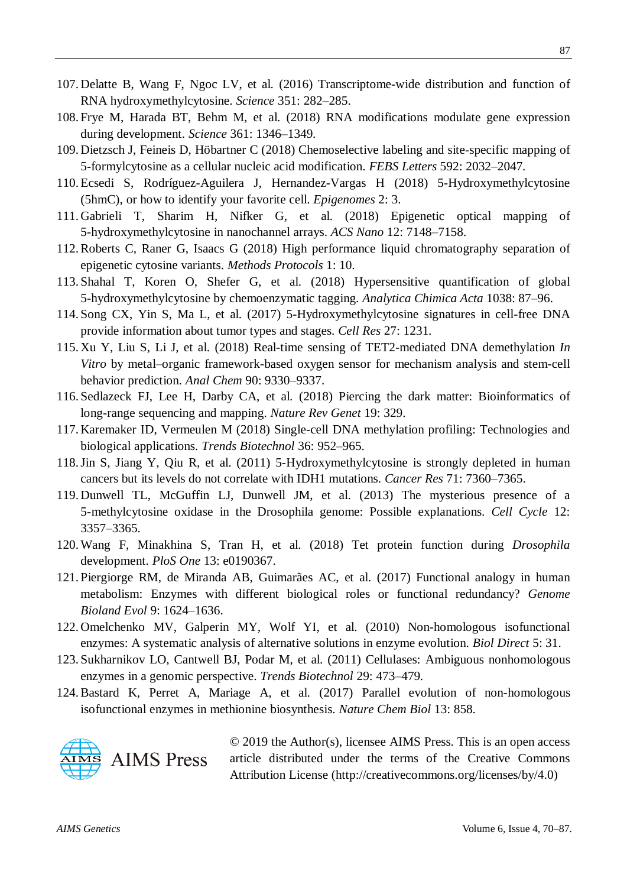107. Delatte B, Wang F, Ngoc LV, et al. (2016) Transcriptome-wide distribution and function of RNA hydroxymethylcytosine. *Science* 351: 282–285.
108. Frye M, Harada BT, Behm M, et al. (2018) RNA modifications modulate gene expression during development. *Science* 361: 1346–1349.
109. Dietzsch J, Feineis D, Höbartner C (2018) Chemoselective labeling and site-specific mapping of 5-formylcytosine as a cellular nucleic acid modification. *FEBS Letters* 592: 2032–2047.
110. Ecsedi S, Rodríguez-Aguilera J, Hernandez-Vargas H (2018) 5-Hydroxymethylcytosine (5hmC), or how to identify your favorite cell. *Epigenomes* 2: 3.
111. Gabrieli T, Sharim H, Nifker G, et al. (2018) Epigenetic optical mapping of 5-hydroxymethylcytosine in nanochannel arrays. *ACS Nano* 12: 7148–7158.
112. Roberts C, Raner G, Isaacs G (2018) High performance liquid chromatography separation of epigenetic cytosine variants. *Methods Protocols* 1: 10.
113. Shahal T, Koren O, Shefer G, et al. (2018) Hypersensitive quantification of global 5-hydroxymethylcytosine by chemoenzymatic tagging. *Analytica Chimica Acta* 1038: 87–96.
114. Song CX, Yin S, Ma L, et al. (2017) 5-Hydroxymethylcytosine signatures in cell-free DNA provide information about tumor types and stages. *Cell Res* 27: 1231.
115. Xu Y, Liu S, Li J, et al. (2018) Real-time sensing of TET2-mediated DNA demethylation *In Vitro* by metal–organic framework-based oxygen sensor for mechanism analysis and stem-cell behavior prediction. *Anal Chem* 90: 9330–9337.
116. Sedlazeck FJ, Lee H, Darby CA, et al. (2018) Piercing the dark matter: Bioinformatics of long-range sequencing and mapping. *Nature Rev Genet* 19: 329.
117. Karemaker ID, Vermeulen M (2018) Single-cell DNA methylation profiling: Technologies and biological applications. *Trends Biotechnol* 36: 952–965.
118. Jin S, Jiang Y, Qiu R, et al. (2011) 5-Hydroxymethylcytosine is strongly depleted in human cancers but its levels do not correlate with IDH1 mutations. *Cancer Res* 71: 7360–7365.
119. Dunwell TL, McGuffin LJ, Dunwell JM, et al. (2013) The mysterious presence of a 5-methylcytosine oxidase in the Drosophila genome: Possible explanations. *Cell Cycle* 12: 3357–3365.
120. Wang F, Minakhina S, Tran H, et al. (2018) Tet protein function during *Drosophila* development. *PloS One* 13: e0190367.
121. Piergiorge RM, de Miranda AB, Guimarães AC, et al. (2017) Functional analogy in human metabolism: Enzymes with different biological roles or functional redundancy? *Genome Bioland Evol* 9: 1624–1636.
122. Omelchenko MV, Galperin MY, Wolf YI, et al. (2010) Non-homologous isofunctional enzymes: A systematic analysis of alternative solutions in enzyme evolution. *Biol Direct* 5: 31.
123. Sukharnikov LO, Cantwell BJ, Podar M, et al. (2011) Cellulases: Ambiguous nonhomologous enzymes in a genomic perspective. *Trends Biotechnol* 29: 473–479.
124. Bastard K, Perret A, Mariage A, et al. (2017) Parallel evolution of non-homologous isofunctional enzymes in methionine biosynthesis. *Nature Chem Biol* 13: 858.

AIMS Press

© 2019 the Author(s), licensee AIMS Press. This is an open access article distributed under the terms of the Creative Commons Attribution License (http://creativecommons.org/licenses/by/4.0)